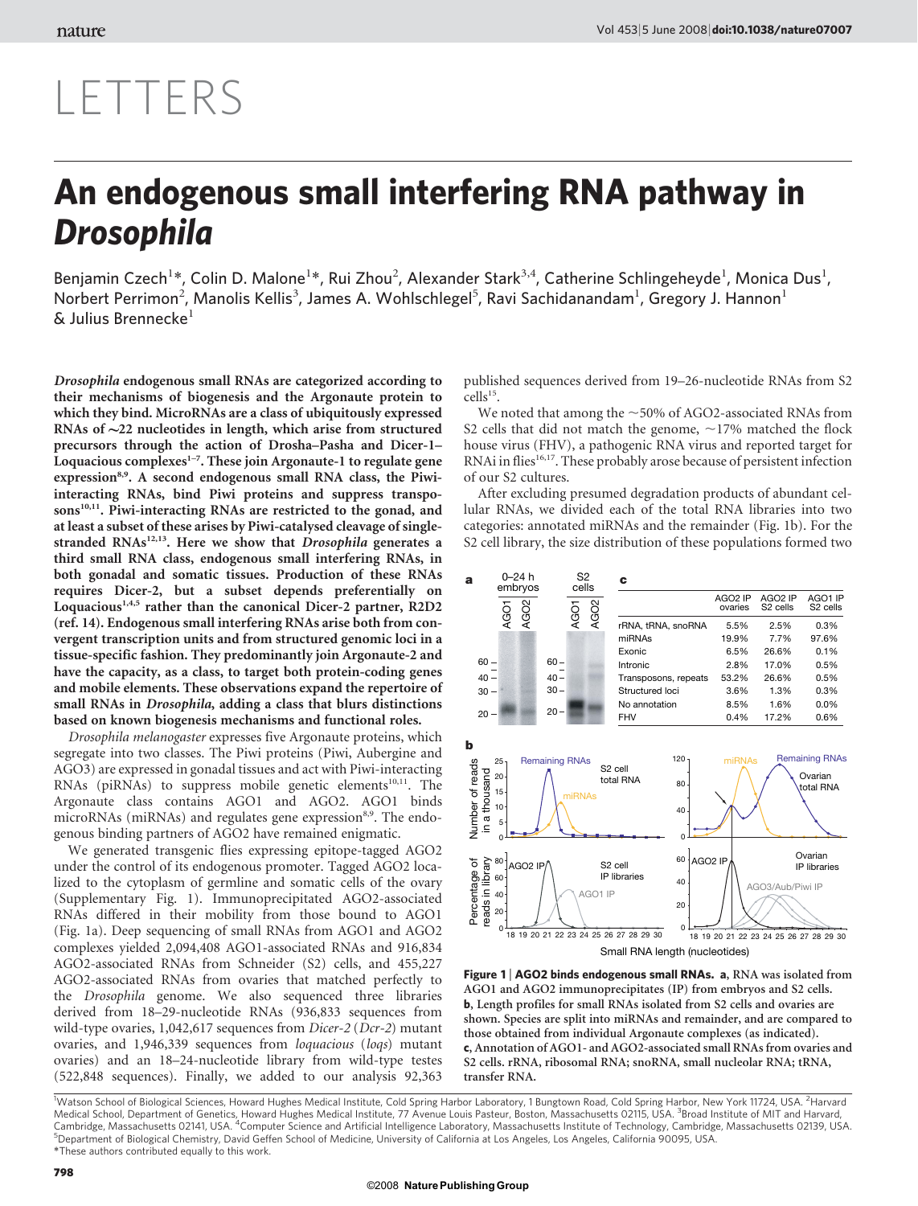# LETTERS

# An endogenous small interfering RNA pathway in *Drosophila*

Benjamin Czech[1]*, Colin D. Malone[1]*, Rui Zhou[2], Alexander Stark[3,4], Catherine Schlingeheyde[1], Monica Dus[1], Norbert Perrimon[2], Manolis Kellis[3], James A. Wohlschlegel[5], Ravi Sachidanandam[1], Gregory J. Hannon[1] & Julius Brennecke[1]

***Drosophila*** **endogenous small RNAs are categorized according to their mechanisms of biogenesis and the Argonaute protein to which they bind. MicroRNAs are a class of ubiquitously expressed RNAs of ~22 nucleotides in length, which arise from structured precursors through the action of Drosha–Pasha and Dicer-1–Loquacious complexes[1–7]. These join Argonaute-1 to regulate gene expression[8,9]. A second endogenous small RNA class, the Piwi-interacting RNAs, bind Piwi proteins and suppress transposons[10,11]. Piwi-interacting RNAs are restricted to the gonad, and at least a subset of these arises by Piwi-catalysed cleavage of single-stranded RNAs[12,13]. Here we show that *Drosophila* generates a third small RNA class, endogenous small interfering RNAs, in both gonadal and somatic tissues. Production of these RNAs requires Dicer-2, but a subset depends preferentially on Loquacious[1,4,5] rather than the canonical Dicer-2 partner, R2D2 (ref. 14). Endogenous small interfering RNAs arise both from convergent transcription units and from structured genomic loci in a tissue-specific fashion. They predominantly join Argonaute-2 and have the capacity, as a class, to target both protein-coding genes and mobile elements. These observations expand the repertoire of small RNAs in *Drosophila*, adding a class that blurs distinctions based on known biogenesis mechanisms and functional roles.**

*Drosophila melanogaster* expresses five Argonaute proteins, which segregate into two classes. The Piwi proteins (Piwi, Aubergine and AGO3) are expressed in gonadal tissues and act with Piwi-interacting RNAs (piRNAs) to suppress mobile genetic elements[10,11]. The Argonaute class contains AGO1 and AGO2. AGO1 binds microRNAs (miRNAs) and regulates gene expression[8,9]. The endogenous binding partners of AGO2 have remained enigmatic.

We generated transgenic flies expressing epitope-tagged AGO2 under the control of its endogenous promoter. Tagged AGO2 localized to the cytoplasm of germline and somatic cells of the ovary (Supplementary Fig. 1). Immunoprecipitated AGO2-associated RNAs differed in their mobility from those bound to AGO1 (Fig. 1a). Deep sequencing of small RNAs from AGO1 and AGO2 complexes yielded 2,094,408 AGO1-associated RNAs and 916,834 AGO2-associated RNAs from Schneider (S2) cells, and 455,227 AGO2-associated RNAs from ovaries that matched perfectly to the *Drosophila* genome. We also sequenced three libraries derived from 18–29-nucleotide RNAs (936,833 sequences from wild-type ovaries, 1,042,617 sequences from *Dicer-2* (*Dcr-2*) mutant ovaries, and 1,946,339 sequences from *loquacious* (*loqs*) mutant ovaries) and an 18–24-nucleotide library from wild-type testes (522,848 sequences). Finally, we added to our analysis 92,363 published sequences derived from 19–26-nucleotide RNAs from S2 cells[15].

We noted that among the ~50% of AGO2-associated RNAs from S2 cells that did not match the genome, ~17% matched the flock house virus (FHV), a pathogenic RNA virus and reported target for RNAi in flies[16,17]. These probably arose because of persistent infection of our S2 cultures.

After excluding presumed degradation products of abundant cellular RNAs, we divided each of the total RNA libraries into two categories: annotated miRNAs and the remainder (Fig. 1b). For the S2 cell library, the size distribution of these populations formed two

|  | AGO2 IP ovaries | AGO2 IP S2 cells | AGO1 IP S2 cells |
|---|---|---|---|
| rRNA, tRNA, snoRNA | 5.5% | 2.5% | 0.3% |
| miRNAs | 19.9% | 7.7% | 97.6% |
| Exonic | 6.5% | 26.6% | 0.1% |
| Intronic | 2.8% | 17.0% | 0.5% |
| Transposons, repeats | 53.2% | 26.6% | 0.5% |
| Structured loci | 3.6% | 1.3% | 0.3% |
| No annotation | 8.5% | 1.6% | 0.0% |
| FHV | 0.4% | 17.2% | 0.6% |

**Figure 1 | AGO2 binds endogenous small RNAs. a**, RNA was isolated from AGO1 and AGO2 immunoprecipitates (IP) from embryos and S2 cells. **b**, Length profiles for small RNAs isolated from S2 cells and ovaries are shown. Species are split into miRNAs and remainder, and are compared to those obtained from individual Argonaute complexes (as indicated). **c**, Annotation of AGO1- and AGO2-associated small RNAs from ovaries and S2 cells. rRNA, ribosomal RNA; snoRNA, small nucleolar RNA; tRNA, transfer RNA.

[1]Watson School of Biological Sciences, Howard Hughes Medical Institute, Cold Spring Harbor Laboratory, 1 Bungtown Road, Cold Spring Harbor, New York 11724, USA. [2]Harvard Medical School, Department of Genetics, Howard Hughes Medical Institute, 77 Avenue Louis Pasteur, Boston, Massachusetts 02115, USA. [3]Broad Institute of MIT and Harvard, Cambridge, Massachusetts 02141, USA. [4]Computer Science and Artificial Intelligence Laboratory, Massachusetts Institute of Technology, Cambridge, Massachusetts 02139, USA. [5]Department of Biological Chemistry, David Geffen School of Medicine, University of California at Los Angeles, Los Angeles, California 90095, USA.
*These authors contributed equally to this work.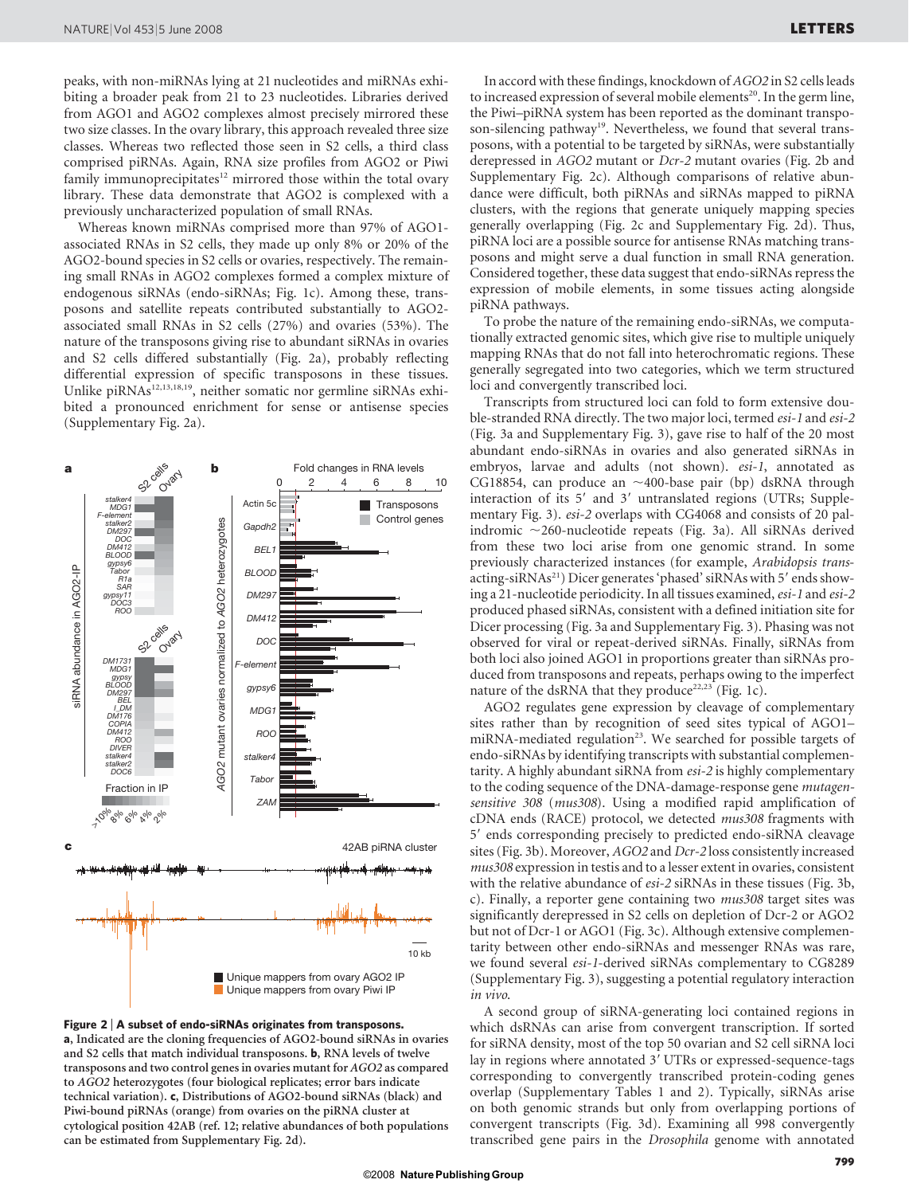peaks, with non-miRNAs lying at 21 nucleotides and miRNAs exhibiting a broader peak from 21 to 23 nucleotides. Libraries derived from AGO1 and AGO2 complexes almost precisely mirrored these two size classes. In the ovary library, this approach revealed three size classes. Whereas two reflected those seen in S2 cells, a third class comprised piRNAs. Again, RNA size profiles from AGO2 or Piwi family immunoprecipitates[12] mirrored those within the total ovary library. These data demonstrate that AGO2 is complexed with a previously uncharacterized population of small RNAs.

Whereas known miRNAs comprised more than 97% of AGO1-associated RNAs in S2 cells, they made up only 8% or 20% of the AGO2-bound species in S2 cells or ovaries, respectively. The remaining small RNAs in AGO2 complexes formed a complex mixture of endogenous siRNAs (endo-siRNAs; Fig. 1c). Among these, transposons and satellite repeats contributed substantially to AGO2-associated small RNAs in S2 cells (27%) and ovaries (53%). The nature of the transposons giving rise to abundant siRNAs in ovaries and S2 cells differed substantially (Fig. 2a), probably reflecting differential expression of specific transposons in these tissues. Unlike piRNAs[12,13,18,19], neither somatic nor germline siRNAs exhibited a pronounced enrichment for sense or antisense species (Supplementary Fig. 2a).

**Figure 2 | A subset of endo-siRNAs originates from transposons.** **a**, Indicated are the cloning frequencies of AGO2-bound siRNAs in ovaries and S2 cells that match individual transposons. **b**, RNA levels of twelve transposons and two control genes in ovaries mutant for *AGO2* as compared to *AGO2* heterozygotes (four biological replicates; error bars indicate technical variation). **c**, Distributions of AGO2-bound siRNAs (black) and Piwi-bound piRNAs (orange) from ovaries on the piRNA cluster at cytological position 42AB (ref. 12; relative abundances of both populations can be estimated from Supplementary Fig. 2d).

In accord with these findings, knockdown of *AGO2* in S2 cells leads to increased expression of several mobile elements[20]. In the germ line, the Piwi–piRNA system has been reported as the dominant transposon-silencing pathway[19]. Nevertheless, we found that several transposons, with a potential to be targeted by siRNAs, were substantially derepressed in *AGO2* mutant or *Dcr-2* mutant ovaries (Fig. 2b and Supplementary Fig. 2c). Although comparisons of relative abundance were difficult, both piRNAs and siRNAs mapped to piRNA clusters, with the regions that generate uniquely mapping species generally overlapping (Fig. 2c and Supplementary Fig. 2d). Thus, piRNA loci are a possible source for antisense RNAs matching transposons and might serve a dual function in small RNA generation. Considered together, these data suggest that endo-siRNAs repress the expression of mobile elements, in some tissues acting alongside piRNA pathways.

To probe the nature of the remaining endo-siRNAs, we computationally extracted genomic sites, which give rise to multiple uniquely mapping RNAs that do not fall into heterochromatic regions. These generally segregated into two categories, which we term structured loci and convergently transcribed loci.

Transcripts from structured loci can fold to form extensive double-stranded RNA directly. The two major loci, termed *esi-1* and *esi-2* (Fig. 3a and Supplementary Fig. 3), gave rise to half of the 20 most abundant endo-siRNAs in ovaries and also generated siRNAs in embryos, larvae and adults (not shown). *esi-1*, annotated as CG18854, can produce an ~400-base pair (bp) dsRNA through interaction of its 5′ and 3′ untranslated regions (UTRs; Supplementary Fig. 3). *esi-2* overlaps with CG4068 and consists of 20 palindromic ~260-nucleotide repeats (Fig. 3a). All siRNAs derived from these two loci arise from one genomic strand. In some previously characterized instances (for example, *Arabidopsis trans*-acting-siRNAs[21]) Dicer generates 'phased' siRNAs with 5′ ends showing a 21-nucleotide periodicity. In all tissues examined, *esi-1* and *esi-2* produced phased siRNAs, consistent with a defined initiation site for Dicer processing (Fig. 3a and Supplementary Fig. 3). Phasing was not observed for viral or repeat-derived siRNAs. Finally, siRNAs from both loci also joined AGO1 in proportions greater than siRNAs produced from transposons and repeats, perhaps owing to the imperfect nature of the dsRNA that they produce[22,23] (Fig. 1c).

AGO2 regulates gene expression by cleavage of complementary sites rather than by recognition of seed sites typical of AGO1–miRNA-mediated regulation[23]. We searched for possible targets of endo-siRNAs by identifying transcripts with substantial complementarity. A highly abundant siRNA from *esi-2* is highly complementary to the coding sequence of the DNA-damage-response gene *mutagen-sensitive 308* (*mus308*). Using a modified rapid amplification of cDNA ends (RACE) protocol, we detected *mus308* fragments with 5′ ends corresponding precisely to predicted endo-siRNA cleavage sites (Fig. 3b). Moreover, *AGO2* and *Dcr-2* loss consistently increased *mus308* expression in testis and to a lesser extent in ovaries, consistent with the relative abundance of *esi-2* siRNAs in these tissues (Fig. 3b, c). Finally, a reporter gene containing two *mus308* target sites was significantly derepressed in S2 cells on depletion of Dcr-2 or AGO2 but not of Dcr-1 or AGO1 (Fig. 3c). Although extensive complementarity between other endo-siRNAs and messenger RNAs was rare, we found several *esi-1*-derived siRNAs complementary to CG8289 (Supplementary Fig. 3), suggesting a potential regulatory interaction *in vivo*.

A second group of siRNA-generating loci contained regions in which dsRNAs can arise from convergent transcription. If sorted for siRNA density, most of the top 50 ovarian and S2 cell siRNA loci lay in regions where annotated 3′ UTRs or expressed-sequence-tags corresponding to convergently transcribed protein-coding genes overlap (Supplementary Tables 1 and 2). Typically, siRNAs arise on both genomic strands but only from overlapping portions of convergent transcripts (Fig. 3d). Examining all 998 convergently transcribed gene pairs in the *Drosophila* genome with annotated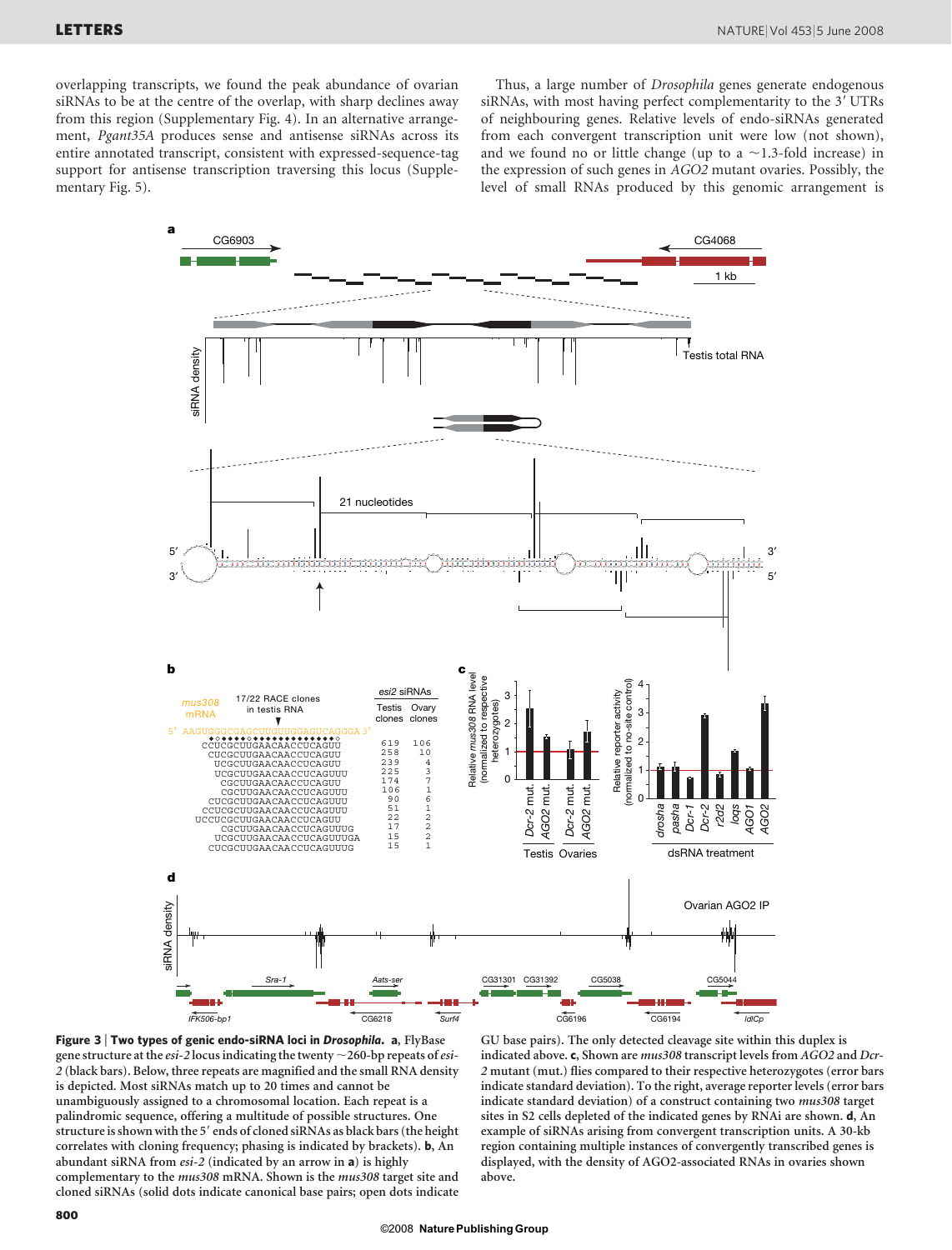overlapping transcripts, we found the peak abundance of ovarian siRNAs to be at the centre of the overlap, with sharp declines away from this region (Supplementary Fig. 4). In an alternative arrangement, *Pgant35A* produces sense and antisense siRNAs across its entire annotated transcript, consistent with expressed-sequence-tag support for antisense transcription traversing this locus (Supplementary Fig. 5).

Thus, a large number of *Drosophila* genes generate endogenous siRNAs, with most having perfect complementarity to the 3′ UTRs of neighbouring genes. Relative levels of endo-siRNAs generated from each convergent transcription unit were low (not shown), and we found no or little change (up to a ~1.3-fold increase) in the expression of such genes in *AGO2* mutant ovaries. Possibly, the level of small RNAs produced by this genomic arrangement is

**Figure 3 | Two types of genic endo-siRNA loci in *Drosophila*. a**, FlyBase gene structure at the *esi-2* locus indicating the twenty ~260-bp repeats of *esi-2* (black bars). Below, three repeats are magnified and the small RNA density is depicted. Most siRNAs match up to 20 times and cannot be unambiguously assigned to a chromosomal location. Each repeat is a palindromic sequence, offering a multitude of possible structures. One structure is shown with the 5′ ends of cloned siRNAs as black bars (the height correlates with cloning frequency; phasing is indicated by brackets). **b**, An abundant siRNA from *esi-2* (indicated by an arrow in **a**) is highly complementary to the *mus308* mRNA. Shown is the *mus308* target site and cloned siRNAs (solid dots indicate canonical base pairs; open dots indicate GU base pairs). The only detected cleavage site within this duplex is indicated above. **c**, Shown are *mus308* transcript levels from *AGO2* and *Dcr-2* mutant (mut.) flies compared to their respective heterozygotes (error bars indicate standard deviation). To the right, average reporter levels (error bars indicate standard deviation) of a construct containing two *mus308* target sites in S2 cells depleted of the indicated genes by RNAi are shown. **d**, An example of siRNAs arising from convergent transcription units. A 30-kb region containing multiple instances of convergently transcribed genes is displayed, with the density of AGO2-associated RNAs in ovaries shown above.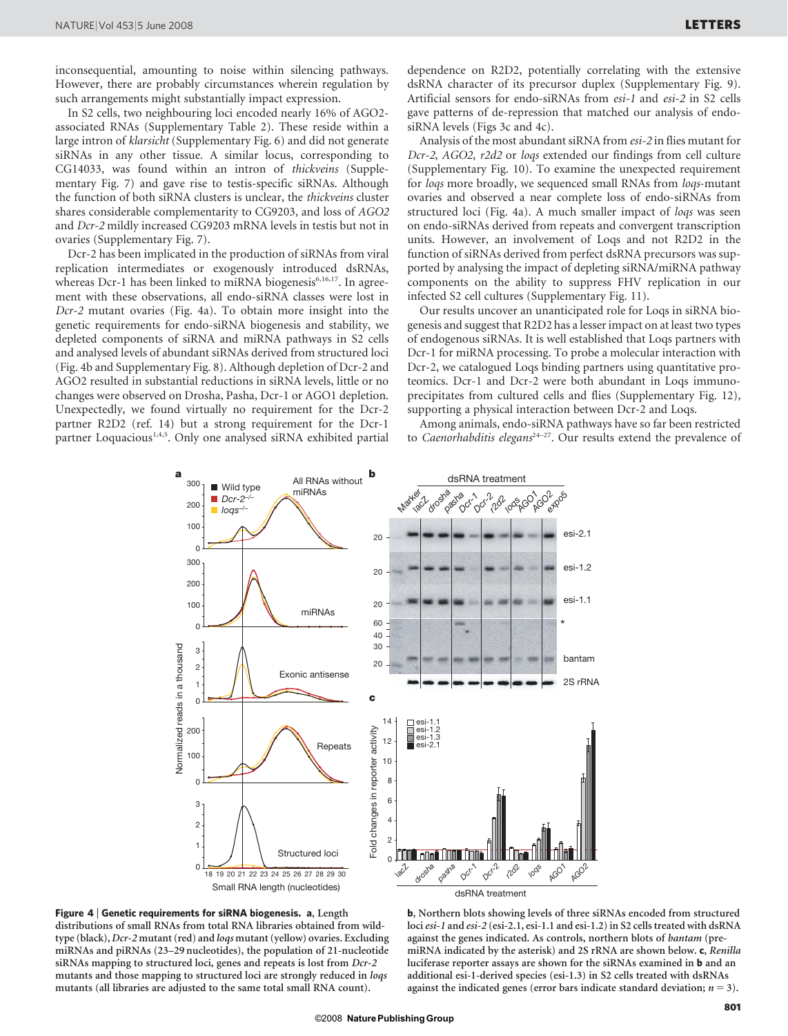inconsequential, amounting to noise within silencing pathways. However, there are probably circumstances wherein regulation by such arrangements might substantially impact expression.

In S2 cells, two neighbouring loci encoded nearly 16% of AGO2-associated RNAs (Supplementary Table 2). These reside within a large intron of *klarsicht* (Supplementary Fig. 6) and did not generate siRNAs in any other tissue. A similar locus, corresponding to CG14033, was found within an intron of *thickveins* (Supplementary Fig. 7) and gave rise to testis-specific siRNAs. Although the function of both siRNA clusters is unclear, the *thickveins* cluster shares considerable complementarity to CG9203, and loss of *AGO2* and *Dcr-2* mildly increased CG9203 mRNA levels in testis but not in ovaries (Supplementary Fig. 7).

Dcr-2 has been implicated in the production of siRNAs from viral replication intermediates or exogenously introduced dsRNAs, whereas Dcr-1 has been linked to miRNA biogenesis[6,16,17]. In agreement with these observations, all endo-siRNA classes were lost in *Dcr-2* mutant ovaries (Fig. 4a). To obtain more insight into the genetic requirements for endo-siRNA biogenesis and stability, we depleted components of siRNA and miRNA pathways in S2 cells and analysed levels of abundant siRNAs derived from structured loci (Fig. 4b and Supplementary Fig. 8). Although depletion of Dcr-2 and AGO2 resulted in substantial reductions in siRNA levels, little or no changes were observed on Drosha, Pasha, Dcr-1 or AGO1 depletion. Unexpectedly, we found virtually no requirement for the Dcr-2 partner R2D2 (ref. 14) but a strong requirement for the Dcr-1 partner Loquacious[1,4,5]. Only one analysed siRNA exhibited partial dependence on R2D2, potentially correlating with the extensive dsRNA character of its precursor duplex (Supplementary Fig. 9). Artificial sensors for endo-siRNAs from *esi-1* and *esi-2* in S2 cells gave patterns of de-repression that matched our analysis of endo-siRNA levels (Figs 3c and 4c).

Analysis of the most abundant siRNA from *esi-2* in flies mutant for *Dcr-2*, *AGO2*, *r2d2* or *loqs* extended our findings from cell culture (Supplementary Fig. 10). To examine the unexpected requirement for *loqs* more broadly, we sequenced small RNAs from *loqs*-mutant ovaries and observed a near complete loss of endo-siRNAs from structured loci (Fig. 4a). A much smaller impact of *loqs* was seen on endo-siRNAs derived from repeats and convergent transcription units. However, an involvement of Loqs and not R2D2 in the function of siRNAs derived from perfect dsRNA precursors was supported by analysing the impact of depleting siRNA/miRNA pathway components on the ability to suppress FHV replication in our infected S2 cell cultures (Supplementary Fig. 11).

Our results uncover an unanticipated role for Loqs in siRNA biogenesis and suggest that R2D2 has a lesser impact on at least two types of endogenous siRNAs. It is well established that Loqs partners with Dcr-1 for miRNA processing. To probe a molecular interaction with Dcr-2, we catalogued Loqs binding partners using quantitative proteomics. Dcr-1 and Dcr-2 were both abundant in Loqs immunoprecipitates from cultured cells and flies (Supplementary Fig. 12), supporting a physical interaction between Dcr-2 and Loqs.

Among animals, endo-siRNA pathways have so far been restricted to *Caenorhabditis elegans*[24–27]. Our results extend the prevalence of

**Figure 4 | Genetic requirements for siRNA biogenesis. a**, Length distributions of small RNAs from total RNA libraries obtained from wild-type (black), *Dcr-2* mutant (red) and *loqs* mutant (yellow) ovaries. Excluding miRNAs and piRNAs (23–29 nucleotides), the population of 21-nucleotide siRNAs mapping to structured loci, genes and repeats is lost from *Dcr-2* mutants and those mapping to structured loci are strongly reduced in *loqs* mutants (all libraries are adjusted to the same total small RNA count). **b**, Northern blots showing levels of three siRNAs encoded from structured loci *esi-1* and *esi-2* (esi-2.1, esi-1.1 and esi-1.2) in S2 cells treated with dsRNA against the genes indicated. As controls, northern blots of *bantam* (pre-miRNA indicated by the asterisk) and 2S rRNA are shown below. **c**, *Renilla* luciferase reporter assays are shown for the siRNAs examined in **b** and an additional esi-1-derived species (esi-1.3) in S2 cells treated with dsRNAs against the indicated genes (error bars indicate standard deviation; $n = 3$).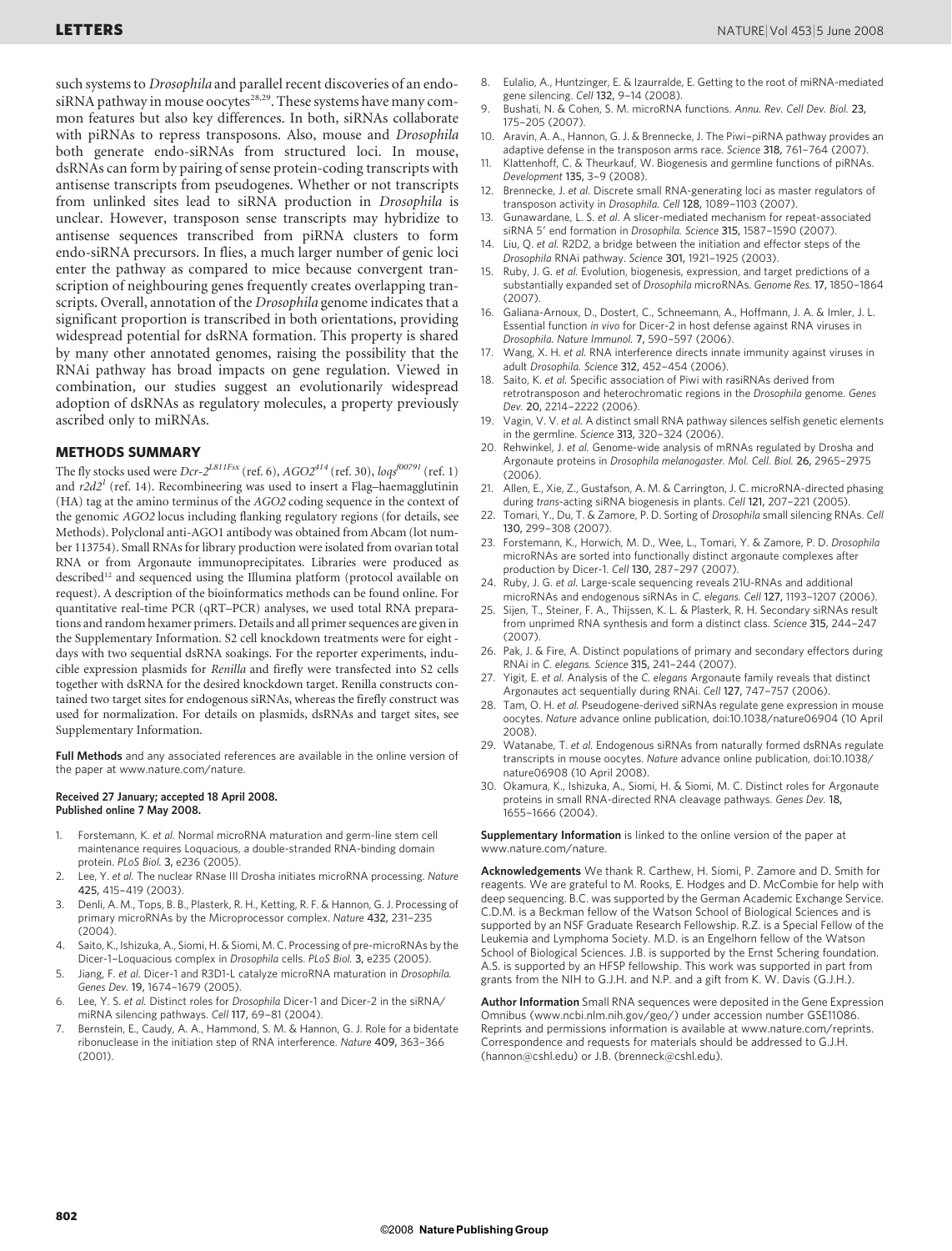such systems to *Drosophila* and parallel recent discoveries of an endo-siRNA pathway in mouse oocytes[28,29]. These systems have many common features but also key differences. In both, siRNAs collaborate with piRNAs to repress transposons. Also, mouse and *Drosophila* both generate endo-siRNAs from structured loci. In mouse, dsRNAs can form by pairing of sense protein-coding transcripts with antisense transcripts from pseudogenes. Whether or not transcripts from unlinked sites lead to siRNA production in *Drosophila* is unclear. However, transposon sense transcripts may hybridize to antisense sequences transcribed from piRNA clusters to form endo-siRNA precursors. In flies, a much larger number of genic loci enter the pathway as compared to mice because convergent transcription of neighbouring genes frequently creates overlapping transcripts. Overall, annotation of the *Drosophila* genome indicates that a significant proportion is transcribed in both orientations, providing widespread potential for dsRNA formation. This property is shared by many other annotated genomes, raising the possibility that the RNAi pathway has broad impacts on gene regulation. Viewed in combination, our studies suggest an evolutionarily widespread adoption of dsRNAs as regulatory molecules, a property previously ascribed only to miRNAs.

## METHODS SUMMARY

The fly stocks used were *Dcr-2*$^{L811Fsx}$ (ref. 6), *AGO2*$^{414}$ (ref. 30), *loqs*$^{f00791}$ (ref. 1) and *r2d2*$^{1}$ (ref. 14). Recombineering was used to insert a Flag–haemagglutinin (HA) tag at the amino terminus of the *AGO2* coding sequence in the context of the genomic *AGO2* locus including flanking regulatory regions (for details, see Methods). Polyclonal anti-AGO1 antibody was obtained from Abcam (lot number 113754). Small RNAs for library production were isolated from ovarian total RNA or from Argonaute immunoprecipitates. Libraries were produced as described[12] and sequenced using the Illumina platform (protocol available on request). A description of the bioinformatics methods can be found online. For quantitative real-time PCR (qRT–PCR) analyses, we used total RNA preparations and random hexamer primers. Details and all primer sequences are given in the Supplementary Information. S2 cell knockdown treatments were for eight days with two sequential dsRNA soakings. For the reporter experiments, inducible expression plasmids for *Renilla* and firefly were transfected into S2 cells together with dsRNA for the desired knockdown target. Renilla constructs contained two target sites for endogenous siRNAs, whereas the firefly construct was used for normalization. For details on plasmids, dsRNAs and target sites, see Supplementary Information.

**Full Methods** and any associated references are available in the online version of the paper at www.nature.com/nature.

**Received 27 January; accepted 18 April 2008.**
**Published online 7 May 2008.**

1. Forstemann, K. *et al.* Normal microRNA maturation and germ-line stem cell maintenance requires Loquacious, a double-stranded RNA-binding domain protein. *PLoS Biol.* **3**, e236 (2005).
2. Lee, Y. *et al.* The nuclear RNase III Drosha initiates microRNA processing. *Nature* **425**, 415–419 (2003).
3. Denli, A. M., Tops, B. B., Plasterk, R. H., Ketting, R. F. & Hannon, G. J. Processing of primary microRNAs by the Microprocessor complex. *Nature* **432**, 231–235 (2004).
4. Saito, K., Ishizuka, A., Siomi, H. & Siomi, M. C. Processing of pre-microRNAs by the Dicer-1–Loquacious complex in *Drosophila* cells. *PLoS Biol.* **3**, e235 (2005).
5. Jiang, F. *et al.* Dicer-1 and R3D1-L catalyze microRNA maturation in *Drosophila*. *Genes Dev.* **19**, 1674–1679 (2005).
6. Lee, Y. S. *et al.* Distinct roles for *Drosophila* Dicer-1 and Dicer-2 in the siRNA/miRNA silencing pathways. *Cell* **117**, 69–81 (2004).
7. Bernstein, E., Caudy, A. A., Hammond, S. M. & Hannon, G. J. Role for a bidentate ribonuclease in the initiation step of RNA interference. *Nature* **409**, 363–366 (2001).
8. Eulalio, A., Huntzinger, E. & Izaurralde, E. Getting to the root of miRNA-mediated gene silencing. *Cell* **132**, 9–14 (2008).
9. Bushati, N. & Cohen, S. M. microRNA functions. *Annu. Rev. Cell Dev. Biol.* **23**, 175–205 (2007).
10. Aravin, A. A., Hannon, G. J. & Brennecke, J. The Piwi–piRNA pathway provides an adaptive defense in the transposon arms race. *Science* **318**, 761–764 (2007).
11. Klattenhoff, C. & Theurkauf, W. Biogenesis and germline functions of piRNAs. *Development* **135**, 3–9 (2008).
12. Brennecke, J. *et al.* Discrete small RNA-generating loci as master regulators of transposon activity in *Drosophila*. *Cell* **128**, 1089–1103 (2007).
13. Gunawardane, L. S. *et al.* A slicer-mediated mechanism for repeat-associated siRNA 5′ end formation in *Drosophila*. *Science* **315**, 1587–1590 (2007).
14. Liu, Q. *et al.* R2D2, a bridge between the initiation and effector steps of the *Drosophila* RNAi pathway. *Science* **301**, 1921–1925 (2003).
15. Ruby, J. G. *et al.* Evolution, biogenesis, expression, and target predictions of a substantially expanded set of *Drosophila* microRNAs. *Genome Res.* **17**, 1850–1864 (2007).
16. Galiana-Arnoux, D., Dostert, C., Schneemann, A., Hoffmann, J. A. & Imler, J. L. Essential function *in vivo* for Dicer-2 in host defense against RNA viruses in *Drosophila*. *Nature Immunol.* **7**, 590–597 (2006).
17. Wang, X. H. *et al.* RNA interference directs innate immunity against viruses in adult *Drosophila*. *Science* **312**, 452–454 (2006).
18. Saito, K. *et al.* Specific association of Piwi with rasiRNAs derived from retrotransposon and heterochromatic regions in the *Drosophila* genome. *Genes Dev.* **20**, 2214–2222 (2006).
19. Vagin, V. V. *et al.* A distinct small RNA pathway silences selfish genetic elements in the germline. *Science* **313**, 320–324 (2006).
20. Rehwinkel, J. *et al.* Genome-wide analysis of mRNAs regulated by Drosha and Argonaute proteins in *Drosophila melanogaster*. *Mol. Cell. Biol.* **26**, 2965–2975 (2006).
21. Allen, E., Xie, Z., Gustafson, A. M. & Carrington, J. C. microRNA-directed phasing during *trans*-acting siRNA biogenesis in plants. *Cell* **121**, 207–221 (2005).
22. Tomari, Y., Du, T. & Zamore, P. D. Sorting of *Drosophila* small silencing RNAs. *Cell* **130**, 299–308 (2007).
23. Forstemann, K., Horwich, M. D., Wee, L., Tomari, Y. & Zamore, P. D. *Drosophila* microRNAs are sorted into functionally distinct argonaute complexes after production by Dicer-1. *Cell* **130**, 287–297 (2007).
24. Ruby, J. G. *et al.* Large-scale sequencing reveals 21U-RNAs and additional microRNAs and endogenous siRNAs in *C. elegans*. *Cell* **127**, 1193–1207 (2006).
25. Sijen, T., Steiner, F. A., Thijssen, K. L. & Plasterk, R. H. Secondary siRNAs result from unprimed RNA synthesis and form a distinct class. *Science* **315**, 244–247 (2007).
26. Pak, J. & Fire, A. Distinct populations of primary and secondary effectors during RNAi in *C. elegans*. *Science* **315**, 241–244 (2007).
27. Yigit, E. *et al.* Analysis of the *C. elegans* Argonaute family reveals that distinct Argonautes act sequentially during RNAi. *Cell* **127**, 747–757 (2006).
28. Tam, O. H. *et al.* Pseudogene-derived siRNAs regulate gene expression in mouse oocytes. *Nature* advance online publication, doi:10.1038/nature06904 (10 April 2008).
29. Watanabe, T. *et al.* Endogenous siRNAs from naturally formed dsRNAs regulate transcripts in mouse oocytes. *Nature* advance online publication, doi:10.1038/nature06908 (10 April 2008).
30. Okamura, K., Ishizuka, A., Siomi, H. & Siomi, M. C. Distinct roles for Argonaute proteins in small RNA-directed RNA cleavage pathways. *Genes Dev.* **18**, 1655–1666 (2004).

**Supplementary Information** is linked to the online version of the paper at www.nature.com/nature.

**Acknowledgements** We thank R. Carthew, H. Siomi, P. Zamore and D. Smith for reagents. We are grateful to M. Rooks, E. Hodges and D. McCombie for help with deep sequencing. B.C. was supported by the German Academic Exchange Service. C.D.M. is a Beckman fellow of the Watson School of Biological Sciences and is supported by an NSF Graduate Research Fellowship. R.Z. is a Special Fellow of the Leukemia and Lymphoma Society. M.D. is an Engelhorn fellow of the Watson School of Biological Sciences. J.B. is supported by the Ernst Schering foundation. A.S. is supported by an HFSP fellowship. This work was supported in part from grants from the NIH to G.J.H. and N.P. and a gift from K. W. Davis (G.J.H.).

**Author Information** Small RNA sequences were deposited in the Gene Expression Omnibus (www.ncbi.nlm.nih.gov/geo/) under accession number GSE11086. Reprints and permissions information is available at www.nature.com/reprints. Correspondence and requests for materials should be addressed to G.J.H. (hannon@cshl.edu) or J.B. (brenneck@cshl.edu).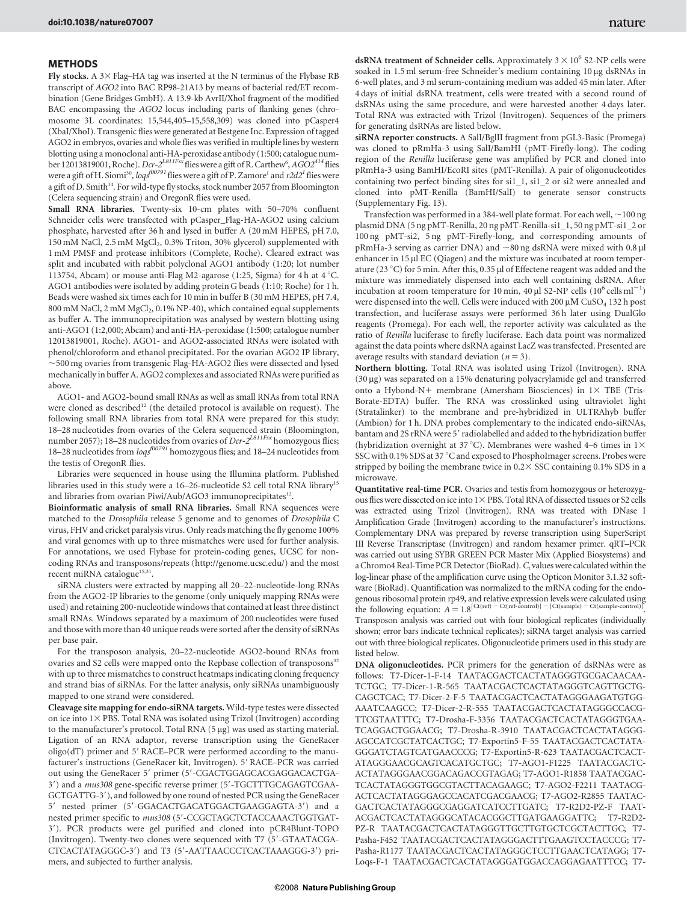## METHODS

**Fly stocks.** A 3× Flag–HA tag was inserted at the N terminus of the Flybase RB transcript of *AGO2* into BAC RP98-21A13 by means of bacterial red/ET recombination (Gene Bridges GmbH). A 13.9-kb AvrII/XhoI fragment of the modified BAC encompassing the *AGO2* locus including parts of flanking genes (chromosome 3L coordinates: 15,544,405–15,558,309) was cloned into pCasper4 (XbaI/XhoI). Transgenic flies were generated at Bestgene Inc. Expression of tagged AGO2 in embryos, ovaries and whole flies was verified in multiple lines by western blotting using a monoclonal anti-HA-peroxidase antibody (1:500; catalogue number 12013819001, Roche). *Dcr-2*$^{L811Fsx}$ flies were a gift of R. Carthew[6], *AGO2*$^{414}$ flies were a gift of H. Siomi[30], *loqs*$^{f00791}$ flies were a gift of P. Zamore[1] and *r2d2*$^{1}$ flies were a gift of D. Smith[14]. For wild-type fly stocks, stock number 2057 from Bloomington (Celera sequencing strain) and OregonR flies were used.

**Small RNA libraries.** Twenty-six 10-cm plates with 50–70% confluent Schneider cells were transfected with pCasper_Flag-HA-AGO2 using calcium phosphate, harvested after 36 h and lysed in buffer A (20 mM HEPES, pH 7.0, 150 mM NaCl, 2.5 mM $MgCl_2$, 0.3% Triton, 30% glycerol) supplemented with 1 mM PMSF and protease inhibitors (Complete, Roche). Cleared extract was split and incubated with rabbit polyclonal AGO1 antibody (1:20; lot number 113754, Abcam) or mouse anti-Flag M2-agarose (1:25, Sigma) for 4 h at 4 °C. AGO1 antibodies were isolated by adding protein G beads (1:10; Roche) for 1 h. Beads were washed six times each for 10 min in buffer B (30 mM HEPES, pH 7.4, 800 mM NaCl, 2 mM $MgCl_2$, 0.1% NP-40), which contained equal supplements as buffer A. The immunoprecipitation was analysed by western blotting using anti-AGO1 (1:2,000; Abcam) and anti-HA-peroxidase (1:500; catalogue number 12013819001, Roche). AGO1- and AGO2-associated RNAs were isolated with phenol/chloroform and ethanol precipitated. For the ovarian AGO2 IP library, ~500 mg ovaries from transgenic Flag-HA-AGO2 flies were dissected and lysed mechanically in buffer A. AGO2 complexes and associated RNAs were purified as above.

AGO1- and AGO2-bound small RNAs as well as small RNAs from total RNA were cloned as described[12] (the detailed protocol is available on request). The following small RNA libraries from total RNA were prepared for this study: 18–28 nucleotides from ovaries of the Celera sequenced strain (Bloomington, number 2057); 18–28 nucleotides from ovaries of *Dcr-2*$^{L811Fsx}$ homozygous flies; 18–28 nucleotides from *loqs*$^{f00791}$ homozygous flies; and 18–24 nucleotides from the testis of OregonR flies.

Libraries were sequenced in house using the Illumina platform. Published libraries used in this study were a 16–26-nucleotide S2 cell total RNA library[15] and libraries from ovarian Piwi/Aub/AGO3 immunoprecipitates[12].

**Bioinformatic analysis of small RNA libraries.** Small RNA sequences were matched to the *Drosophila* release 5 genome and to genomes of *Drosophila* C virus, FHV and cricket paralysis virus. Only reads matching the fly genome 100% and viral genomes with up to three mismatches were used for further analysis. For annotations, we used Flybase for protein-coding genes, UCSC for non-coding RNAs and transposons/repeats (http://genome.ucsc.edu/) and the most recent miRNA catalogue[15,31].

siRNA clusters were extracted by mapping all 20–22-nucleotide-long RNAs from the AGO2-IP libraries to the genome (only uniquely mapping RNAs were used) and retaining 200-nucleotide windows that contained at least three distinct small RNAs. Windows separated by a maximum of 200 nucleotides were fused and those with more than 40 unique reads were sorted after the density of siRNAs per base pair.

For the transposon analysis, 20–22-nucleotide AGO2-bound RNAs from ovaries and S2 cells were mapped onto the Repbase collection of transposons[32] with up to three mismatches to construct heatmaps indicating cloning frequency and strand bias of siRNAs. For the latter analysis, only siRNAs unambiguously mapped to one strand were considered.

**Cleavage site mapping for endo-siRNA targets.** Wild-type testes were dissected on ice into 1× PBS. Total RNA was isolated using Trizol (Invitrogen) according to the manufacturer's protocol. Total RNA (5 µg) was used as starting material. Ligation of an RNA adaptor, reverse transcription using the GeneRacer oligo(dT) primer and 5′ RACE–PCR were performed according to the manufacturer's instructions (GeneRacer kit, Invitrogen). 5′ RACE–PCR was carried out using the GeneRacer 5′ primer (5′-CGACTGGAGCACGAGGACACTGA-3′) and a *mus308* gene-specific reverse primer (5′-TGCTTTGCAGAGTCGAAGCTGATTG-3′), and followed by one round of nested PCR using the GeneRacer 5′ nested primer (5′-GGACACTGACATGGACTGAAGGAGTA-3′) and a nested primer specific to *mus308* (5′-CCGCTAGCTCTACCAAACTGGTGAT-3′). PCR products were gel purified and cloned into pCR4Blunt-TOPO (Invitrogen). Twenty-two clones were sequenced with T7 (5′-GTAATACGACTCACTATAGGGC-3′) and T3 (5′-AATTAACCCTCACTAAAGGG-3′) primers, and subjected to further analysis.

**dsRNA treatment of Schneider cells.** Approximately $3 \times 10^6$ S2-NP cells were soaked in 1.5 ml serum-free Schneider's medium containing 10 µg dsRNAs in 6-well plates, and 3 ml serum-containing medium was added 45 min later. After 4 days of initial dsRNA treatment, cells were treated with a second round of dsRNAs using the same procedure, and were harvested another 4 days later. Total RNA was extracted with Trizol (Invitrogen). Sequences of the primers for generating dsRNAs are listed below.

**siRNA reporter constructs.** A SalI/BglII fragment from pGL3-Basic (Promega) was cloned to pRmHa-3 using SalI/BamHI (pMT-Firefly-long). The coding region of the *Renilla* luciferase gene was amplified by PCR and cloned into pRmHa-3 using BamHI/EcoRI sites (pMT-Renilla). A pair of oligonucleotides containing two perfect binding sites for si1_1, si1_2 or si2 were annealed and cloned into pMT-Renilla (BamHI/SalI) to generate sensor constructs (Supplementary Fig. 13).

Transfection was performed in a 384-well plate format. For each well, ~100 ng plasmid DNA (5 ng pMT-Renilla, 20 ng pMT-Renilla-si1_1, 50 ng pMT-si1_2 or 100 ng pMT-si2, 5 ng pMT-Firefly-long, and corresponding amounts of pRmHa-3 serving as carrier DNA) and ~80 ng dsRNA were mixed with 0.8 µl enhancer in 15 µl EC (Qiagen) and the mixture was incubated at room temperature (23 °C) for 5 min. After this, 0.35 µl of Effectene reagent was added and the mixture was immediately dispensed into each well containing dsRNA. After incubation at room temperature for 10 min, 40 µl S2-NP cells ($10^6$ cells $ml^{-1}$) were dispensed into the well. Cells were induced with 200 µM $CuSO_4$ 132 h post transfection, and luciferase assays were performed 36 h later using DualGlo reagents (Promega). For each well, the reporter activity was calculated as the ratio of *Renilla* luciferase to firefly luciferase. Each data point was normalized against the data points where dsRNA against LacZ was transfected. Presented are average results with standard deviation ($n = 3$).

**Northern blotting.** Total RNA was isolated using Trizol (Invitrogen). RNA (30 µg) was separated on a 15% denaturing polyacrylamide gel and transferred onto a Hybond-N+ membrane (Amersham Biosciences) in 1× TBE (Tris-Borate-EDTA) buffer. The RNA was crosslinked using ultraviolet light (Stratalinker) to the membrane and pre-hybridized in ULTRAhyb buffer (Ambion) for 1 h. DNA probes complementary to the indicated endo-siRNAs, bantam and 2S rRNA were 5′ radiolabelled and added to the hybridization buffer (hybridization overnight at 37 °C). Membranes were washed 4–6 times in 1× SSC with 0.1% SDS at 37 °C and exposed to PhosphoImager screens. Probes were stripped by boiling the membrane twice in 0.2× SSC containing 0.1% SDS in a microwave.

**Quantitative real-time PCR.** Ovaries and testis from homozygous or heterozygous flies were dissected on ice into 1× PBS. Total RNA of dissected tissues or S2 cells was extracted using Trizol (Invitrogen). RNA was treated with DNase I Amplification Grade (Invitrogen) according to the manufacturer's instructions. Complementary DNA was prepared by reverse transcription using SuperScript III Reverse Transcriptase (Invitrogen) and random hexamer primer. qRT–PCR was carried out using SYBR GREEN PCR Master Mix (Applied Biosystems) and a Chromo4 Real-Time PCR Detector (BioRad). $C_t$ values were calculated within the log-linear phase of the amplification curve using the Opticon Monitor 3.1.32 software (BioRad). Quantification was normalized to the mRNA coding for the endogenous ribosomal protein rp49, and relative expression levels were calculated using the following equation: $A = 1.8^{[Ct(ref) - Ct(ref\text{-}control)] - [Ct(sample) - Ct(sample\text{-}control)]}$. Transposon analysis was carried out with four biological replicates (individually shown; error bars indicate technical replicates); siRNA target analysis was carried out with three biological replicates. Oligonucleotide primers used in this study are listed below.

**DNA oligonucleotides.** PCR primers for the generation of dsRNAs are as follows: T7-Dicer-1-F-14 TAATACGACTCACTATAGGGTGCGACAACAATCTGC; T7-Dicer-1-R-565 TAATACGACTCACTATAGGGTCAGTTGCTGCAGCTCAC; T7-Dicer-2-F-5 TAATACGACTCACTATAGGGAAGATGTGGAAATCAAGCC; T7-Dicer-2-R-555 TAATACGACTCACTATAGGGCCACGTTCGTAATTTC; T7-Drosha-F-3356 TAATACGACTCACTATAGGGTGAATCAGGACTGGAACG; T7-Drosha-R-3910 TAATACGACTCACTATAGGGAGCCATCGCTATCACTGC; T7-Exportin5-F-55 TAATACGACTCACTATAGGGATCTAGTCATGAACCCG; T7-Exportin5-R-623 TAATACGACTCACTATAGGGAACGCAGTCACATGCTGC; T7-AGO1-F1225 TAATACGACTCACTATAGGGAACGGACAGACCGTAGAG; T7-AGO1-R1858 TAATACGACTCACTATAGGGTGGCGTACTTACAGAAGC; T7-AGO2-F2211 TAATACGACTCACTATAGGGAGCCACATCGACGAACG; T7-AGO2-R2855 TAATACGACTCACTATAGGGCGAGGATCATCCTTGATC; T7-R2D2-PZ-F TAATACGACTCACTATAGGGCATACACGGCTTGATGAAGGATTC; T7-R2D2-PZ-R TAATACGACTCACTATAGGGTTGCTTGTGCTCGCTACTTGC; T7-Pasha-F452 TAATACGACTCACTATAGGGACTTTGAAGTCCTACCCG; T7-Pasha-R1177 TAATACGACTCACTATAGGGCTCCTTGAACTCATAGG; T7-Loqs-F-1 TAATACGACTCACTATAGGGATGGACCAGGAGAATTTCC; T7-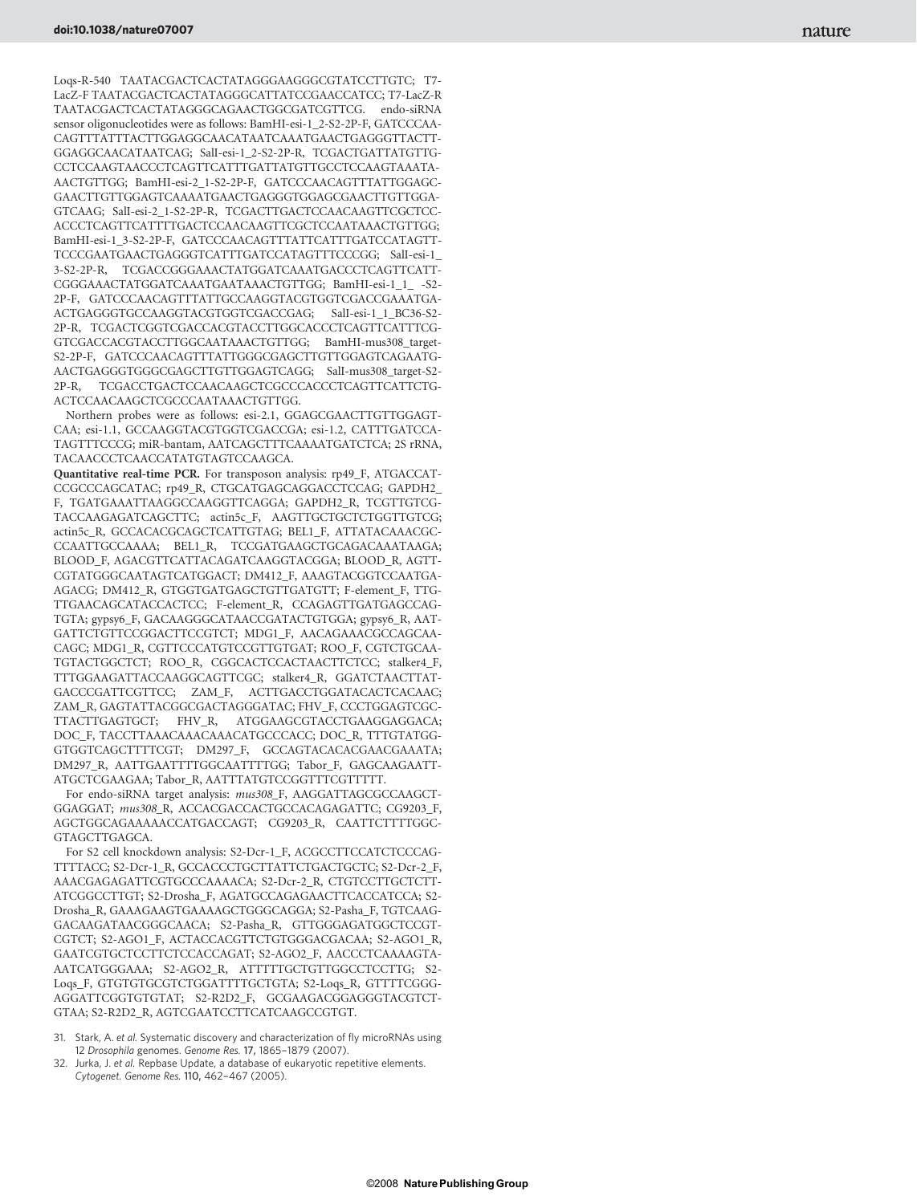Loqs-R-540 TAATACGACTCACTATAGGGAAGGGCGTATCCTTGTC; T7-LacZ-F TAATACGACTCACTATAGGGCATTATCCGAACCATCC; T7-LacZ-R TAATACGACTCACTATAGGGCAGAACTGGCGATCGTTCG. endo-siRNA sensor oligonucleotides were as follows: BamHI-esi-1_2-S2-2P-F, GATCCCAACAGTTTATTTACTTGGAGGCAACATAATCAAATGAACTGAGGGTTACTTGGAGGCAACATAATCAG; SalI-esi-1_2-S2-2P-R, TCGACTGATTATGTTGCCTCCAAGTAACCCTCAGTTCATTTGATTATGTTGCCTCCAAGTAAATAAACTGTTGG; BamHI-esi-2_1-S2-2P-F, GATCCCAACAGTTTATTGGAGCGAACTTGTTGGAGTCAAAATGAACTGAGGGTGGAGCGAACTTGTTGGAGTCAAG; SalI-esi-2_1-S2-2P-R, TCGACTTGACTCCAACAAGTTCGCTCCACCCTCAGTTCATTTTGACTCCAACAAGTTCGCTCCAATAAACTGTTGG; BamHI-esi-1_3-S2-2P-F, GATCCCAACAGTTTATTCATTTGATCCATAGTTTCCCGAATGAACTGAGGGTCATTTGATCCATAGTTTCCCGG; SalI-esi-1_3-S2-2P-R, TCGACCGGGAAACTATGGATCAAATGACCCTCAGTTCATTCGGGAAACTATGGATCAAATGAATAAACTGTTGG; BamHI-esi-1_1_ -S2-2P-F, GATCCCAACAGTTTATTGCCAAGGTACGTGGTCGACCGAAATGAACTGAGGGTGCCAAGGTACGTGGTCGACCGAG; SalI-esi-1_1_BC36-S2-2P-R, TCGACTCGGTCGACCACGTACCTTGGCACCCTCAGTTCATTTCGGTCGACCACGTACCTTGGCAATAAACTGTTGG; BamHI-mus308_target-S2-2P-F, GATCCCAACAGTTTATTGGGCGAGCTTGTTGGAGTCAGAATGAACTGAGGGTGGGCGAGCTTGTTGGAGTCAGG; SalI-mus308_target-S2-2P-R, TCGACCTGACTCCAACAAGCTCGCCCACCCTCAGTTCATTCTGACTCCAACAAGCTCGCCCAATAAACTGTTGG.

Northern probes were as follows: esi-2.1, GGAGCGAACTTGTTGGAGTCAA; esi-1.1, GCCAAGGTACGTGGTCGACCGA; esi-1.2, CATTTGATCCATAGTTTCCCG; miR-bantam, AATCAGCTTTCAAAATGATCTCA; 2S rRNA, TACAACCCTCAACCATATGTAGTCCAAGCA.

**Quantitative real-time PCR.** For transposon analysis: rp49_F, ATGACCATCCGCCCAGCATAC; rp49_R, CTGCATGAGCAGGACCTCCAG; GAPDH2_F, TGATGAAATTAAGGCCAAGGTTCAGGA; GAPDH2_R, TCGTTGTCGTACCAAGAGATCAGCTTC; actin5c_F, AAGTTGCTGCTCTGGTTGTCG; actin5c_R, GCCACACGCAGCTCATTGTAG; BEL1_F, ATTATACAAACGCCCAATTGCCAAAA; BEL1_R, TCCGATGAAGCTGCAGACAAATAAGA; BLOOD_F, AGACGTTCATTACAGATCAAGGTACGGA; BLOOD_R, AGTTCGTATGGGCAATAGTCATGGACT; DM412_F, AAAGTACGGTCCAATGAAGACG; DM412_R, GTGGTGATGAGCTGTTGATGTT; F-element_F, TTGTTGAACAGCATACCACTCC; F-element_R, CCAGAGTTGATGAGCCAGTGTA; gypsy6_F, GACAAGGGCATAACCGATACTGTGGA; gypsy6_R, AATGATTCTGTTCCGGACTTCCGTCT; MDG1_F, AACAGAAACGCCAGCAACAGC; MDG1_R, CGTTCCCATGTCCGTTGTGAT; ROO_F, CGTCTGCAATGTACTGGCTCT; ROO_R, CGGCACTCCACTAACTTCTCC; stalker4_F, TTTGGAAGATTACCAAGGCAGTTCGC; stalker4_R, GGATCTAACTTATGACCCGATTCGTTCC; ZAM_F, ACTTGACCTGGATACACTCACAAC; ZAM_R, GAGTATTACGGCGACTAGGGATAC; FHV_F, CCCTGGAGTCGCTTACTTGAGTGCT; FHV_R, ATGGAAGCGTACCTGAAGGAGGACA; DOC_F, TACCTTAAACAAACAAACATGCCCACC; DOC_R, TTTGTATGGGTGGTCAGCTTTTCGT; DM297_F, GCCAGTACACACGAACGAAATA; DM297_R, AATTGAATTTTGGCAATTTTGG; Tabor_F, GAGCAAGAATTATGCTCGAAGAA; Tabor_R, AATTTATGTCCGGTTTCGTTTTT.

For endo-siRNA target analysis: *mus308*_F, AAGGATTAGCGCCAAGCTGGAGGAT; *mus308*_R, ACCACGACCACTGCCACAGAGATTC; CG9203_F, AGCTGGCAGAAAAACCATGACCAGT; CG9203_R, CAATTCTTTTGGCGTAGCTTGAGCA.

For S2 cell knockdown analysis: S2-Dcr-1_F, ACGCCTTCCATCTCCCAGTTTTACC; S2-Dcr-1_R, GCCACCCTGCTTATTCTGACTGCTC; S2-Dcr-2_F, AAACGAGAGATTCGTGCCCAAAACA; S2-Dcr-2_R, CTGTCCTTGCTCTTATCGGCCTTGT; S2-Drosha_F, AGATGCCAGAGAACTTCACCATCCA; S2-Drosha_R, GAAAGAAGTGAAAAGCTGGGCAGGA; S2-Pasha_F, TGTCAAGGACAAGATAACGGGCAACA; S2-Pasha_R, GTTGGGAGATGGCTCCGTCGTCT; S2-AGO1_F, ACTACCACGTTCTGTGGGACGACAA; S2-AGO1_R, GAATCGTGCTCCTTCTCCACCAGAT; S2-AGO2_F, AACCCTCAAAAGTAAATCATGGGAAA; S2-AGO2_R, ATTTTTGCTGTTGGCCTCCTTG; S2-Loqs_F, GTGTGTGCGTCTGGATTTTGCTGTA; S2-Loqs_R, GTTTTCGGGAGGATTCGGTGTGTAT; S2-R2D2_F, GCGAAGACGGAGGGTACGTCTGTAA; S2-R2D2_R, AGTCGAATCCTTCATCAAGCCGTGT.

31. Stark, A. *et al.* Systematic discovery and characterization of fly microRNAs using 12 *Drosophila* genomes. *Genome Res.* **17**, 1865–1879 (2007).
32. Jurka, J. *et al.* Repbase Update, a database of eukaryotic repetitive elements. *Cytogenet. Genome Res.* **110**, 462–467 (2005).